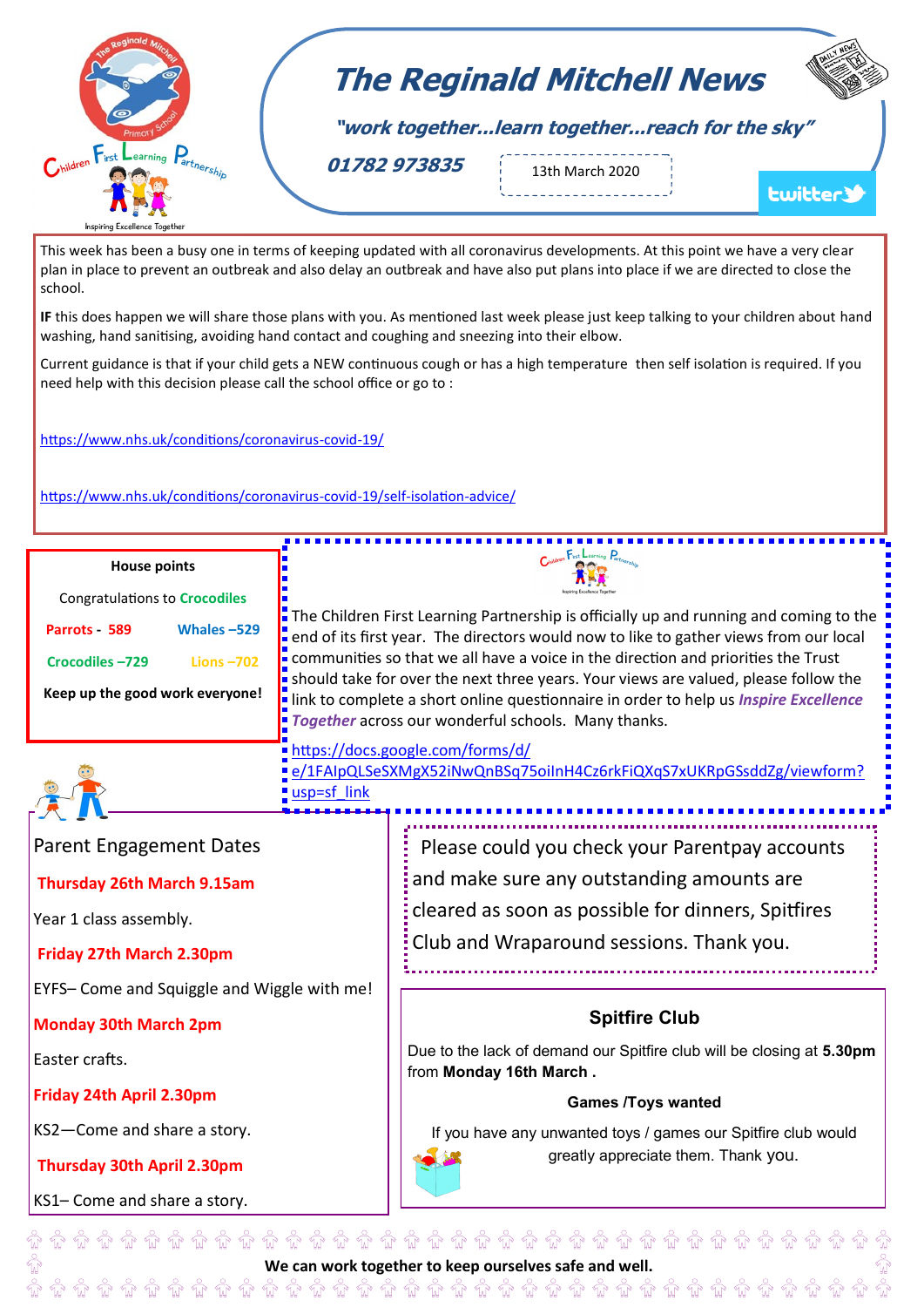# The Reginald Mitchell News

***"work together…learn together…reach for the sky"***

***01782 973835***

13th March 2020

This week has been a busy one in terms of keeping updated with all coronavirus developments. At this point we have a very clear plan in place to prevent an outbreak and also delay an outbreak and have also put plans into place if we are directed to close the school.

**IF** this does happen we will share those plans with you. As mentioned last week please just keep talking to your children about hand washing, hand sanitising, avoiding hand contact and coughing and sneezing into their elbow.

Current guidance is that if your child gets a NEW continuous cough or has a high temperature then self isolation is required. If you need help with this decision please call the school office or go to :

https://www.nhs.uk/conditions/coronavirus-covid-19/

https://www.nhs.uk/conditions/coronavirus-covid-19/self-isolation-advice/

## House points

Congratulations to Crocodiles

| | |
|---|---|
| **Parrots - 589** | **Whales –529** |
| **Crocodiles –729** | **Lions –702** |

**Keep up the good work everyone!**

The Children First Learning Partnership is officially up and running and coming to the end of its first year. The directors would now to like to gather views from our local communities so that we all have a voice in the direction and priorities the Trust should take for over the next three years. Your views are valued, please follow the link to complete a short online questionnaire in order to help us ***Inspire Excellence Together*** across our wonderful schools. Many thanks.

https://docs.google.com/forms/d/e/1FAIpQLSeSXMgX52iNwQnBSq75oilnH4Cz6rkFiQXqS7xUKRpGSsddZg/viewform?usp=sf_link

## Parent Engagement Dates

**Thursday 26th March 9.15am**

Year 1 class assembly.

**Friday 27th March 2.30pm**

EYFS– Come and Squiggle and Wiggle with me!

**Monday 30th March 2pm**

Easter crafts.

**Friday 24th April 2.30pm**

KS2—Come and share a story.

**Thursday 30th April 2.30pm**

KS1– Come and share a story.

Please could you check your Parentpay accounts and make sure any outstanding amounts are cleared as soon as possible for dinners, Spitfires Club and Wraparound sessions. Thank you.

## Spitfire Club

Due to the lack of demand our Spitfire club will be closing at **5.30pm** from **Monday 16th March .**

**Games /Toys wanted**

If you have any unwanted toys / games our Spitfire club would greatly appreciate them. Thank you.

**We can work together to keep ourselves safe and well.**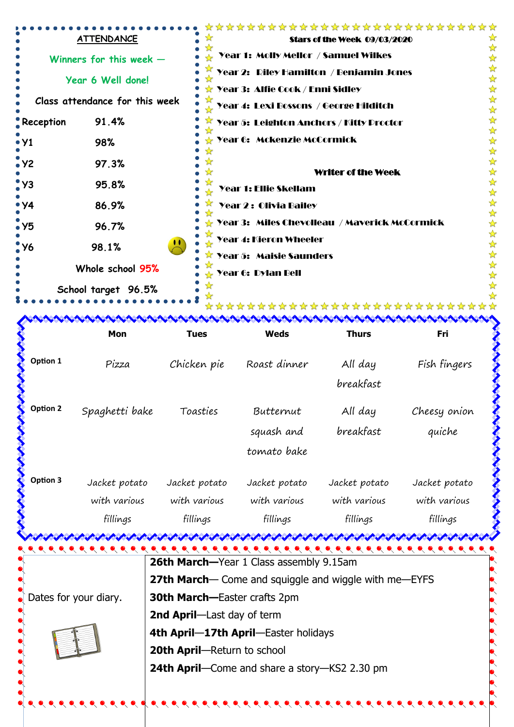## ATTENDANCE

Winners for this week — Year 6 Well done!

Class attendance for this week

| | |
|---|---|
| Reception | 91.4% |
| Y1 | 98% |
| Y2 | 97.3% |
| Y3 | 95.8% |
| Y4 | 86.9% |
| Y5 | 96.7% |
| Y6 | 98.1% |

Whole school 95%

School target 96.5%

## Stars of the Week 09/03/2020

Year 1: Molly Mellor / Samuel Wilkes

Year 2: Riley Hamilton / Benjamin Jones

Year 3: Alfie Cook / Enni Sidley

Year 4: Lexi Bossons / George Hilditch

Year 5: Leighton Anchors / Kitty Proctor

Year 6: Mckenzie McCormick

## Writer of the Week

Year 1: Ellie Skellam

Year 2 : Olivia Bailey

Year 3: Miles Chevolleau / Maverick McCormick

Year 4: Kieron Wheeler

Year 5: Maisie Saunders

Year 6: Dylan Bell

| | Mon | Tues | Weds | Thurs | Fri |
|---|---|---|---|---|---|
| Option 1 | Pizza | Chicken pie | Roast dinner | All day breakfast | Fish fingers |
| Option 2 | Spaghetti bake | Toasties | Butternut squash and tomato bake | All day breakfast | Cheesy onion quiche |
| Option 3 | Jacket potato with various fillings | Jacket potato with various fillings | Jacket potato with various fillings | Jacket potato with various fillings | Jacket potato with various fillings |

Dates for your diary.

**26th March—**Year 1 Class assembly 9.15am

**27th March**— Come and squiggle and wiggle with me—EYFS

**30th March—**Easter crafts 2pm

**2nd April**—Last day of term

**4th April**—**17th April**—Easter holidays

**20th April**—Return to school

**24th April**—Come and share a story—KS2 2.30 pm